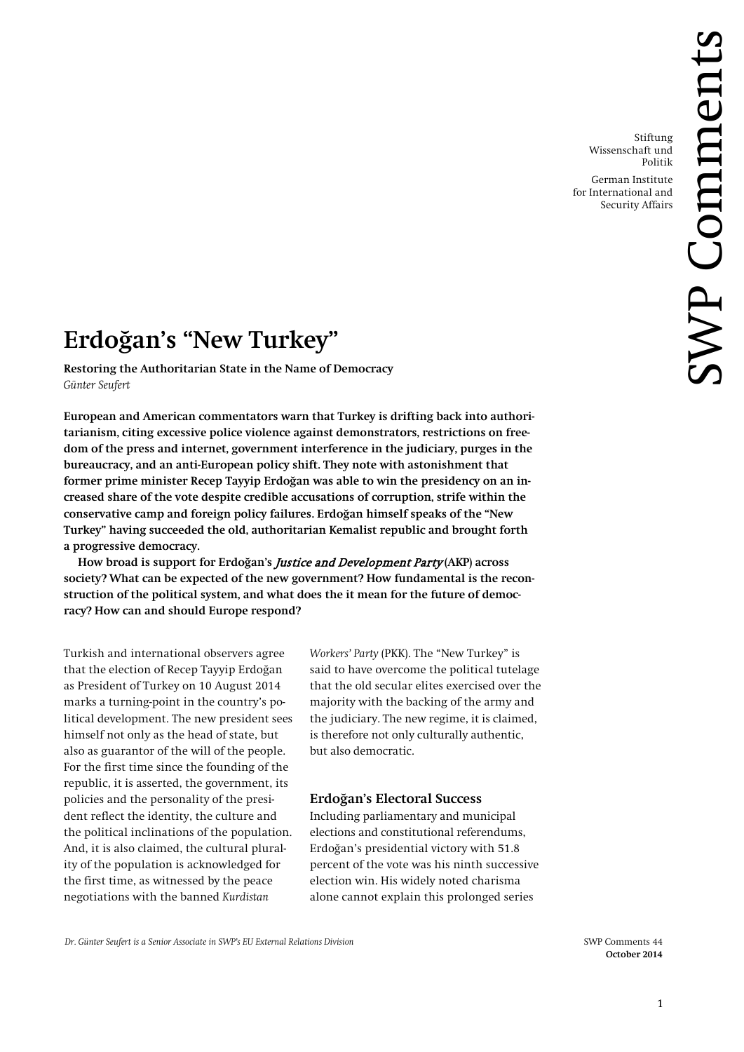Stiftung Wissenschaft und Politik

German Institute for International and Security Affairs

SWP Comments

# Erdoğan's "New Turkey"

**Restoring the Authoritarian State in the Name of Democracy**
*Günter Seufert*

**European and American commentators warn that Turkey is drifting back into authoritarianism, citing excessive police violence against demonstrators, restrictions on freedom of the press and internet, government interference in the judiciary, purges in the bureaucracy, and an anti-European policy shift. They note with astonishment that former prime minister Recep Tayyip Erdoğan was able to win the presidency on an increased share of the vote despite credible accusations of corruption, strife within the conservative camp and foreign policy failures. Erdoğan himself speaks of the "New Turkey" having succeeded the old, authoritarian Kemalist republic and brought forth a progressive democracy.**

**How broad is support for Erdoğan's *Justice and Development Party* (AKP) across society? What can be expected of the new government? How fundamental is the reconstruction of the political system, and what does the it mean for the future of democracy? How can and should Europe respond?**

Turkish and international observers agree that the election of Recep Tayyip Erdoğan as President of Turkey on 10 August 2014 marks a turning-point in the country's political development. The new president sees himself not only as the head of state, but also as guarantor of the will of the people. For the first time since the founding of the republic, it is asserted, the government, its policies and the personality of the president reflect the identity, the culture and the political inclinations of the population. And, it is also claimed, the cultural plurality of the population is acknowledged for the first time, as witnessed by the peace negotiations with the banned *Kurdistan Workers' Party* (PKK). The "New Turkey" is said to have overcome the political tutelage that the old secular elites exercised over the majority with the backing of the army and the judiciary. The new regime, it is claimed, is therefore not only culturally authentic, but also democratic.

## Erdoğan's Electoral Success

Including parliamentary and municipal elections and constitutional referendums, Erdoğan's presidential victory with 51.8 percent of the vote was his ninth successive election win. His widely noted charisma alone cannot explain this prolonged series

*Dr. Günter Seufert is a Senior Associate in SWP's EU External Relations Division*

SWP Comments 44
**October 2014**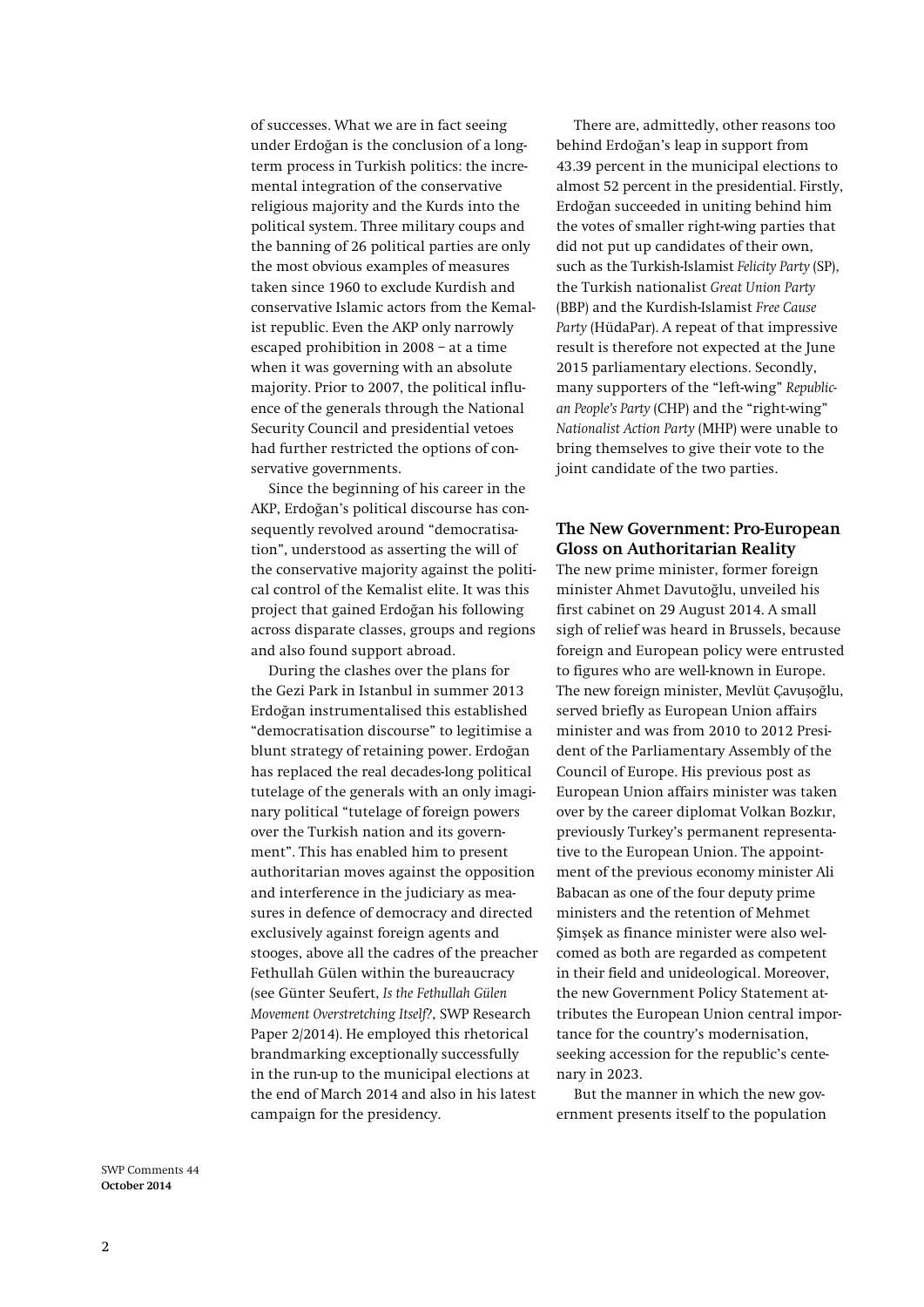of successes. What we are in fact seeing under Erdoğan is the conclusion of a long-term process in Turkish politics: the incremental integration of the conservative religious majority and the Kurds into the political system. Three military coups and the banning of 26 political parties are only the most obvious examples of measures taken since 1960 to exclude Kurdish and conservative Islamic actors from the Kemalist republic. Even the AKP only narrowly escaped prohibition in 2008 – at a time when it was governing with an absolute majority. Prior to 2007, the political influence of the generals through the National Security Council and presidential vetoes had further restricted the options of conservative governments.

Since the beginning of his career in the AKP, Erdoğan's political discourse has consequently revolved around "democratisation", understood as asserting the will of the conservative majority against the political control of the Kemalist elite. It was this project that gained Erdoğan his following across disparate classes, groups and regions and also found support abroad.

During the clashes over the plans for the Gezi Park in Istanbul in summer 2013 Erdoğan instrumentalised this established "democratisation discourse" to legitimise a blunt strategy of retaining power. Erdoğan has replaced the real decades-long political tutelage of the generals with an only imaginary political "tutelage of foreign powers over the Turkish nation and its government". This has enabled him to present authoritarian moves against the opposition and interference in the judiciary as measures in defence of democracy and directed exclusively against foreign agents and stooges, above all the cadres of the preacher Fethullah Gülen within the bureaucracy (see Günter Seufert, *Is the Fethullah Gülen Movement Overstretching Itself?*, SWP Research Paper 2/2014). He employed this rhetorical brandmarking exceptionally successfully in the run-up to the municipal elections at the end of March 2014 and also in his latest campaign for the presidency.

There are, admittedly, other reasons too behind Erdoğan's leap in support from 43.39 percent in the municipal elections to almost 52 percent in the presidential. Firstly, Erdoğan succeeded in uniting behind him the votes of smaller right-wing parties that did not put up candidates of their own, such as the Turkish-Islamist *Felicity Party* (SP), the Turkish nationalist *Great Union Party* (BBP) and the Kurdish-Islamist *Free Cause Party* (HüdaPar). A repeat of that impressive result is therefore not expected at the June 2015 parliamentary elections. Secondly, many supporters of the "left-wing" *Republican People's Party* (CHP) and the "right-wing" *Nationalist Action Party* (MHP) were unable to bring themselves to give their vote to the joint candidate of the two parties.

## The New Government: Pro-European Gloss on Authoritarian Reality

The new prime minister, former foreign minister Ahmet Davutoğlu, unveiled his first cabinet on 29 August 2014. A small sigh of relief was heard in Brussels, because foreign and European policy were entrusted to figures who are well-known in Europe. The new foreign minister, Mevlüt Çavuşoğlu, served briefly as European Union affairs minister and was from 2010 to 2012 President of the Parliamentary Assembly of the Council of Europe. His previous post as European Union affairs minister was taken over by the career diplomat Volkan Bozkır, previously Turkey's permanent representative to the European Union. The appointment of the previous economy minister Ali Babacan as one of the four deputy prime ministers and the retention of Mehmet Şimşek as finance minister were also welcomed as both are regarded as competent in their field and unideological. Moreover, the new Government Policy Statement attributes the European Union central importance for the country's modernisation, seeking accession for the republic's centenary in 2023.

But the manner in which the new government presents itself to the population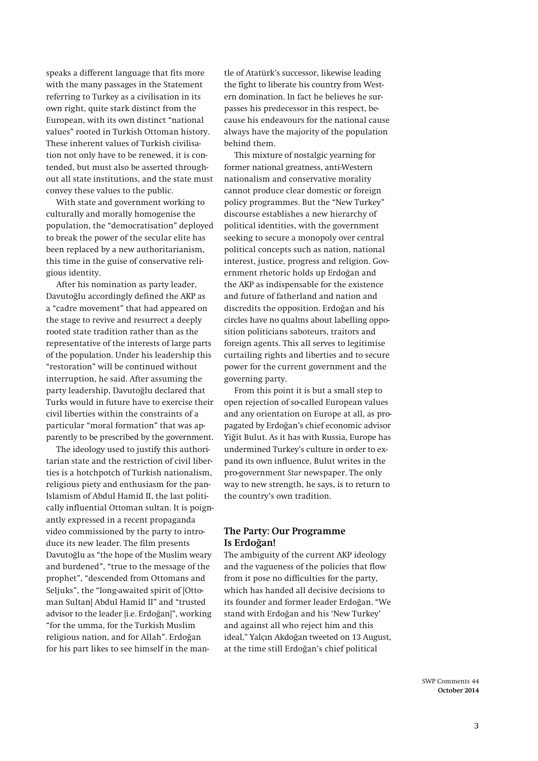speaks a different language that fits more with the many passages in the Statement referring to Turkey as a civilisation in its own right, quite stark distinct from the European, with its own distinct "national values" rooted in Turkish Ottoman history. These inherent values of Turkish civilisation not only have to be renewed, it is contended, but must also be asserted throughout all state institutions, and the state must convey these values to the public.

With state and government working to culturally and morally homogenise the population, the "democratisation" deployed to break the power of the secular elite has been replaced by a new authoritarianism, this time in the guise of conservative religious identity.

After his nomination as party leader, Davutoğlu accordingly defined the AKP as a "cadre movement" that had appeared on the stage to revive and resurrect a deeply rooted state tradition rather than as the representative of the interests of large parts of the population. Under his leadership this "restoration" will be continued without interruption, he said. After assuming the party leadership, Davutoğlu declared that Turks would in future have to exercise their civil liberties within the constraints of a particular "moral formation" that was apparently to be prescribed by the government.

The ideology used to justify this authoritarian state and the restriction of civil liberties is a hotchpotch of Turkish nationalism, religious piety and enthusiasm for the pan-Islamism of Abdul Hamid II, the last politically influential Ottoman sultan. It is poignantly expressed in a recent propaganda video commissioned by the party to introduce its new leader. The film presents Davutoğlu as "the hope of the Muslim weary and burdened", "true to the message of the prophet", "descended from Ottomans and Seljuks", the "long-awaited spirit of [Ottoman Sultan] Abdul Hamid II" and "trusted advisor to the leader [i.e. Erdoğan]", working "for the umma, for the Turkish Muslim religious nation, and for Allah". Erdoğan for his part likes to see himself in the mantle of Atatürk's successor, likewise leading the fight to liberate his country from Western domination. In fact he believes he surpasses his predecessor in this respect, because his endeavours for the national cause always have the majority of the population behind them.

This mixture of nostalgic yearning for former national greatness, anti-Western nationalism and conservative morality cannot produce clear domestic or foreign policy programmes. But the "New Turkey" discourse establishes a new hierarchy of political identities, with the government seeking to secure a monopoly over central political concepts such as nation, national interest, justice, progress and religion. Government rhetoric holds up Erdoğan and the AKP as indispensable for the existence and future of fatherland and nation and discredits the opposition. Erdoğan and his circles have no qualms about labelling opposition politicians saboteurs, traitors and foreign agents. This all serves to legitimise curtailing rights and liberties and to secure power for the current government and the governing party.

From this point it is but a small step to open rejection of so-called European values and any orientation on Europe at all, as propagated by Erdoğan's chief economic advisor Yiğit Bulut. As it has with Russia, Europe has undermined Turkey's culture in order to expand its own influence, Bulut writes in the pro-government *Star* newspaper. The only way to new strength, he says, is to return to the country's own tradition.

## The Party: Our Programme Is Erdoğan!

The ambiguity of the current AKP ideology and the vagueness of the policies that flow from it pose no difficulties for the party, which has handed all decisive decisions to its founder and former leader Erdoğan. "We stand with Erdoğan and his 'New Turkey' and against all who reject him and this ideal," Yalçın Akdoğan tweeted on 13 August, at the time still Erdoğan's chief political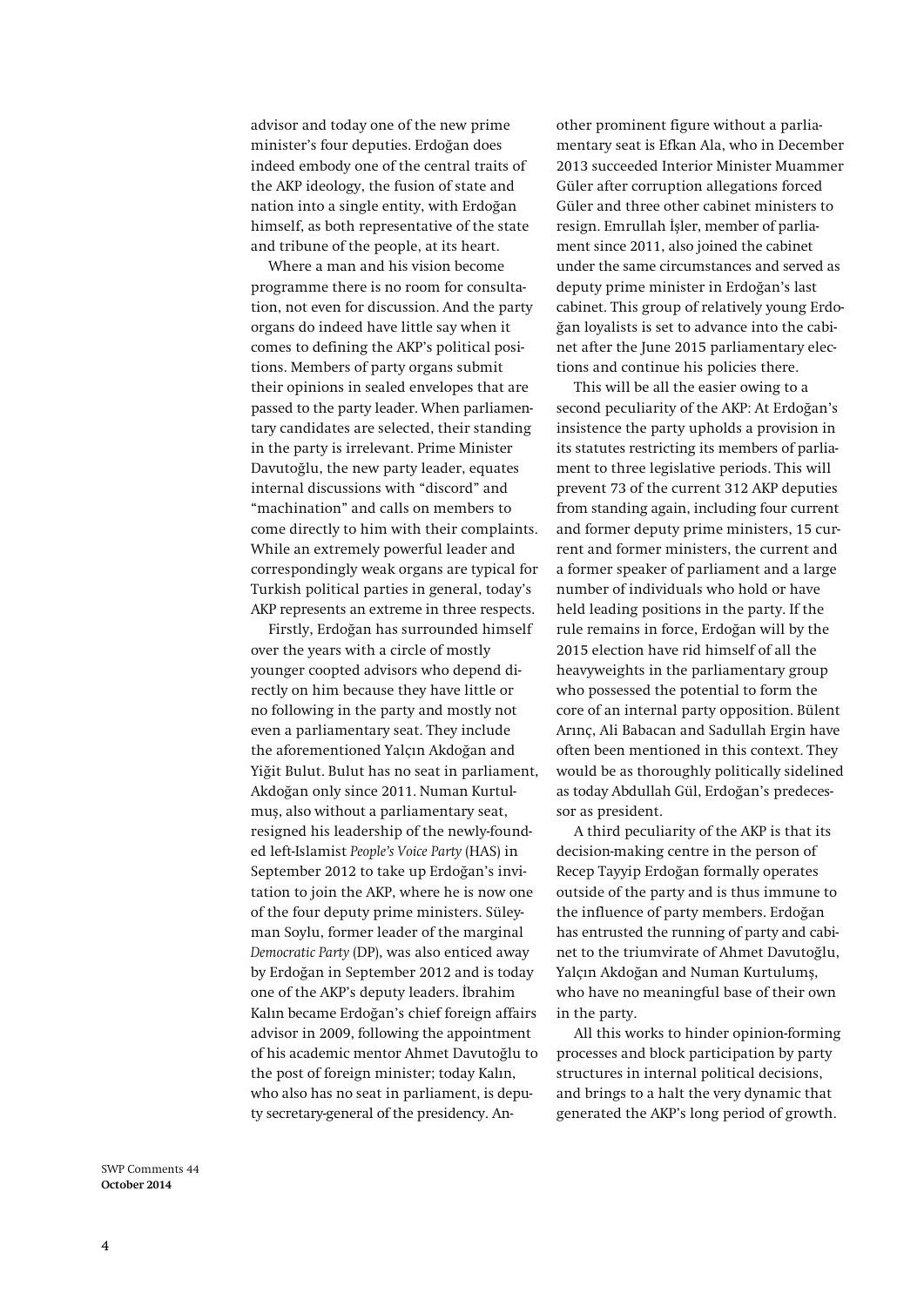advisor and today one of the new prime minister's four deputies. Erdoğan does indeed embody one of the central traits of the AKP ideology, the fusion of state and nation into a single entity, with Erdoğan himself, as both representative of the state and tribune of the people, at its heart.

Where a man and his vision become programme there is no room for consultation, not even for discussion. And the party organs do indeed have little say when it comes to defining the AKP's political positions. Members of party organs submit their opinions in sealed envelopes that are passed to the party leader. When parliamentary candidates are selected, their standing in the party is irrelevant. Prime Minister Davutoğlu, the new party leader, equates internal discussions with "discord" and "machination" and calls on members to come directly to him with their complaints. While an extremely powerful leader and correspondingly weak organs are typical for Turkish political parties in general, today's AKP represents an extreme in three respects.

Firstly, Erdoğan has surrounded himself over the years with a circle of mostly younger coopted advisors who depend directly on him because they have little or no following in the party and mostly not even a parliamentary seat. They include the aforementioned Yalçın Akdoğan and Yiğit Bulut. Bulut has no seat in parliament, Akdoğan only since 2011. Numan Kurtulmuş, also without a parliamentary seat, resigned his leadership of the newly-founded left-Islamist *People's Voice Party* (HAS) in September 2012 to take up Erdoğan's invitation to join the AKP, where he is now one of the four deputy prime ministers. Süleyman Soylu, former leader of the marginal *Democratic Party* (DP), was also enticed away by Erdoğan in September 2012 and is today one of the AKP's deputy leaders. İbrahim Kalın became Erdoğan's chief foreign affairs advisor in 2009, following the appointment of his academic mentor Ahmet Davutoğlu to the post of foreign minister; today Kalın, who also has no seat in parliament, is deputy secretary-general of the presidency. Another prominent figure without a parliamentary seat is Efkan Ala, who in December 2013 succeeded Interior Minister Muammer Güler after corruption allegations forced Güler and three other cabinet ministers to resign. Emrullah İşler, member of parliament since 2011, also joined the cabinet under the same circumstances and served as deputy prime minister in Erdoğan's last cabinet. This group of relatively young Erdoğan loyalists is set to advance into the cabinet after the June 2015 parliamentary elections and continue his policies there.

This will be all the easier owing to a second peculiarity of the AKP: At Erdoğan's insistence the party upholds a provision in its statutes restricting its members of parliament to three legislative periods. This will prevent 73 of the current 312 AKP deputies from standing again, including four current and former deputy prime ministers, 15 current and former ministers, the current and a former speaker of parliament and a large number of individuals who hold or have held leading positions in the party. If the rule remains in force, Erdoğan will by the 2015 election have rid himself of all the heavyweights in the parliamentary group who possessed the potential to form the core of an internal party opposition. Bülent Arınç, Ali Babacan and Sadullah Ergin have often been mentioned in this context. They would be as thoroughly politically sidelined as today Abdullah Gül, Erdoğan's predecessor as president.

A third peculiarity of the AKP is that its decision-making centre in the person of Recep Tayyip Erdoğan formally operates outside of the party and is thus immune to the influence of party members. Erdoğan has entrusted the running of party and cabinet to the triumvirate of Ahmet Davutoğlu, Yalçın Akdoğan and Numan Kurtulumş, who have no meaningful base of their own in the party.

All this works to hinder opinion-forming processes and block participation by party structures in internal political decisions, and brings to a halt the very dynamic that generated the AKP's long period of growth.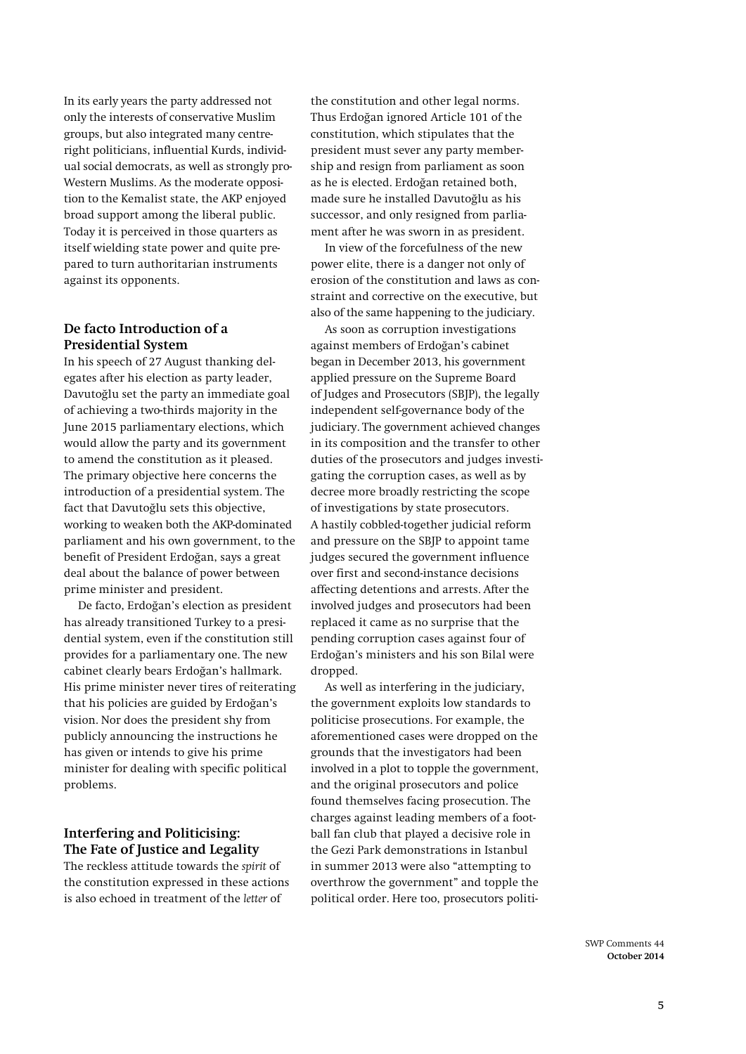In its early years the party addressed not only the interests of conservative Muslim groups, but also integrated many centre-right politicians, influential Kurds, individual social democrats, as well as strongly pro-Western Muslims. As the moderate opposition to the Kemalist state, the AKP enjoyed broad support among the liberal public. Today it is perceived in those quarters as itself wielding state power and quite prepared to turn authoritarian instruments against its opponents.

## De facto Introduction of a Presidential System

In his speech of 27 August thanking delegates after his election as party leader, Davutoğlu set the party an immediate goal of achieving a two-thirds majority in the June 2015 parliamentary elections, which would allow the party and its government to amend the constitution as it pleased. The primary objective here concerns the introduction of a presidential system. The fact that Davutoğlu sets this objective, working to weaken both the AKP-dominated parliament and his own government, to the benefit of President Erdoğan, says a great deal about the balance of power between prime minister and president.

De facto, Erdoğan's election as president has already transitioned Turkey to a presidential system, even if the constitution still provides for a parliamentary one. The new cabinet clearly bears Erdoğan's hallmark. His prime minister never tires of reiterating that his policies are guided by Erdoğan's vision. Nor does the president shy from publicly announcing the instructions he has given or intends to give his prime minister for dealing with specific political problems.

## Interfering and Politicising: The Fate of Justice and Legality

The reckless attitude towards the *spirit* of the constitution expressed in these actions is also echoed in treatment of the *letter* of the constitution and other legal norms. Thus Erdoğan ignored Article 101 of the constitution, which stipulates that the president must sever any party membership and resign from parliament as soon as he is elected. Erdoğan retained both, made sure he installed Davutoğlu as his successor, and only resigned from parliament after he was sworn in as president.

In view of the forcefulness of the new power elite, there is a danger not only of erosion of the constitution and laws as constraint and corrective on the executive, but also of the same happening to the judiciary.

As soon as corruption investigations against members of Erdoğan's cabinet began in December 2013, his government applied pressure on the Supreme Board of Judges and Prosecutors (SBJP), the legally independent self-governance body of the judiciary. The government achieved changes in its composition and the transfer to other duties of the prosecutors and judges investigating the corruption cases, as well as by decree more broadly restricting the scope of investigations by state prosecutors. A hastily cobbled-together judicial reform and pressure on the SBJP to appoint tame judges secured the government influence over first and second-instance decisions affecting detentions and arrests. After the involved judges and prosecutors had been replaced it came as no surprise that the pending corruption cases against four of Erdoğan's ministers and his son Bilal were dropped.

As well as interfering in the judiciary, the government exploits low standards to politicise prosecutions. For example, the aforementioned cases were dropped on the grounds that the investigators had been involved in a plot to topple the government, and the original prosecutors and police found themselves facing prosecution. The charges against leading members of a football fan club that played a decisive role in the Gezi Park demonstrations in Istanbul in summer 2013 were also "attempting to overthrow the government" and topple the political order. Here too, prosecutors politi-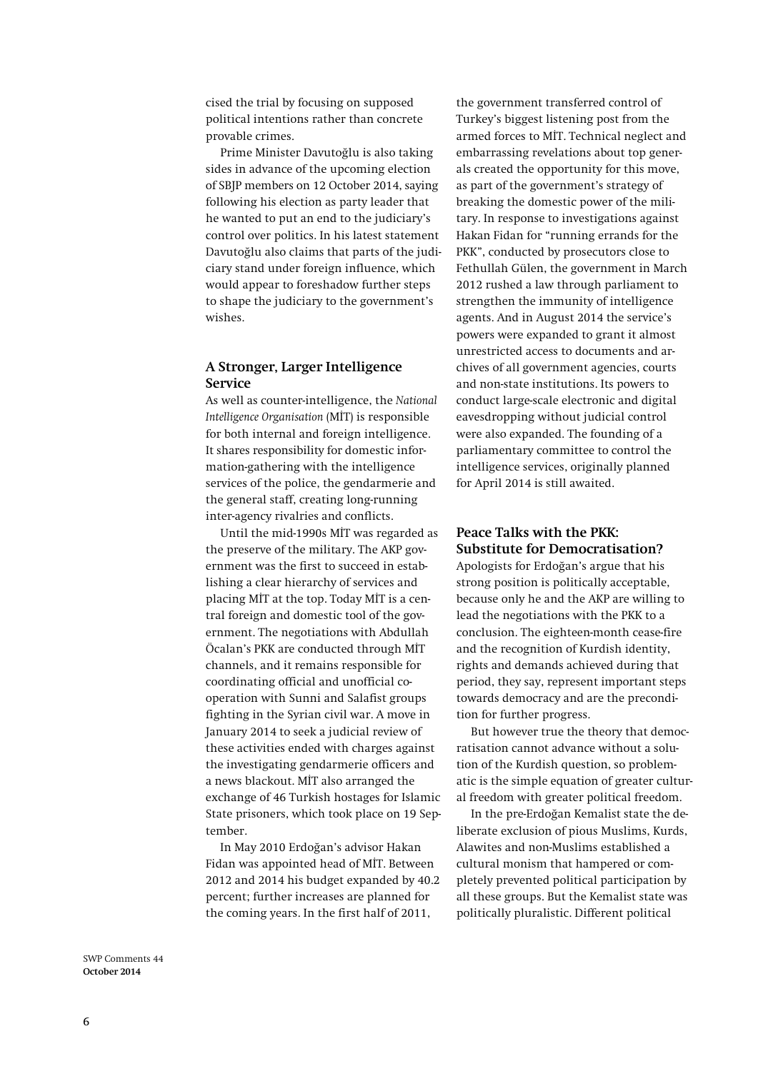cised the trial by focusing on supposed political intentions rather than concrete provable crimes.

Prime Minister Davutoğlu is also taking sides in advance of the upcoming election of SBJP members on 12 October 2014, saying following his election as party leader that he wanted to put an end to the judiciary's control over politics. In his latest statement Davutoğlu also claims that parts of the judiciary stand under foreign influence, which would appear to foreshadow further steps to shape the judiciary to the government's wishes.

### A Stronger, Larger Intelligence Service

As well as counter-intelligence, the *National Intelligence Organisation* (MİT) is responsible for both internal and foreign intelligence. It shares responsibility for domestic information-gathering with the intelligence services of the police, the gendarmerie and the general staff, creating long-running inter-agency rivalries and conflicts.

Until the mid-1990s MİT was regarded as the preserve of the military. The AKP government was the first to succeed in establishing a clear hierarchy of services and placing MİT at the top. Today MİT is a central foreign and domestic tool of the government. The negotiations with Abdullah Öcalan's PKK are conducted through MİT channels, and it remains responsible for coordinating official and unofficial cooperation with Sunni and Salafist groups fighting in the Syrian civil war. A move in January 2014 to seek a judicial review of these activities ended with charges against the investigating gendarmerie officers and a news blackout. MİT also arranged the exchange of 46 Turkish hostages for Islamic State prisoners, which took place on 19 September.

In May 2010 Erdoğan's advisor Hakan Fidan was appointed head of MİT. Between 2012 and 2014 his budget expanded by 40.2 percent; further increases are planned for the coming years. In the first half of 2011, the government transferred control of Turkey's biggest listening post from the armed forces to MİT. Technical neglect and embarrassing revelations about top generals created the opportunity for this move, as part of the government's strategy of breaking the domestic power of the military. In response to investigations against Hakan Fidan for "running errands for the PKK", conducted by prosecutors close to Fethullah Gülen, the government in March 2012 rushed a law through parliament to strengthen the immunity of intelligence agents. And in August 2014 the service's powers were expanded to grant it almost unrestricted access to documents and archives of all government agencies, courts and non-state institutions. Its powers to conduct large-scale electronic and digital eavesdropping without judicial control were also expanded. The founding of a parliamentary committee to control the intelligence services, originally planned for April 2014 is still awaited.

### Peace Talks with the PKK: Substitute for Democratisation?

Apologists for Erdoğan's argue that his strong position is politically acceptable, because only he and the AKP are willing to lead the negotiations with the PKK to a conclusion. The eighteen-month cease-fire and the recognition of Kurdish identity, rights and demands achieved during that period, they say, represent important steps towards democracy and are the precondition for further progress.

But however true the theory that democratisation cannot advance without a solution of the Kurdish question, so problematic is the simple equation of greater cultural freedom with greater political freedom.

In the pre-Erdoğan Kemalist state the deliberate exclusion of pious Muslims, Kurds, Alawites and non-Muslims established a cultural monism that hampered or completely prevented political participation by all these groups. But the Kemalist state was politically pluralistic. Different political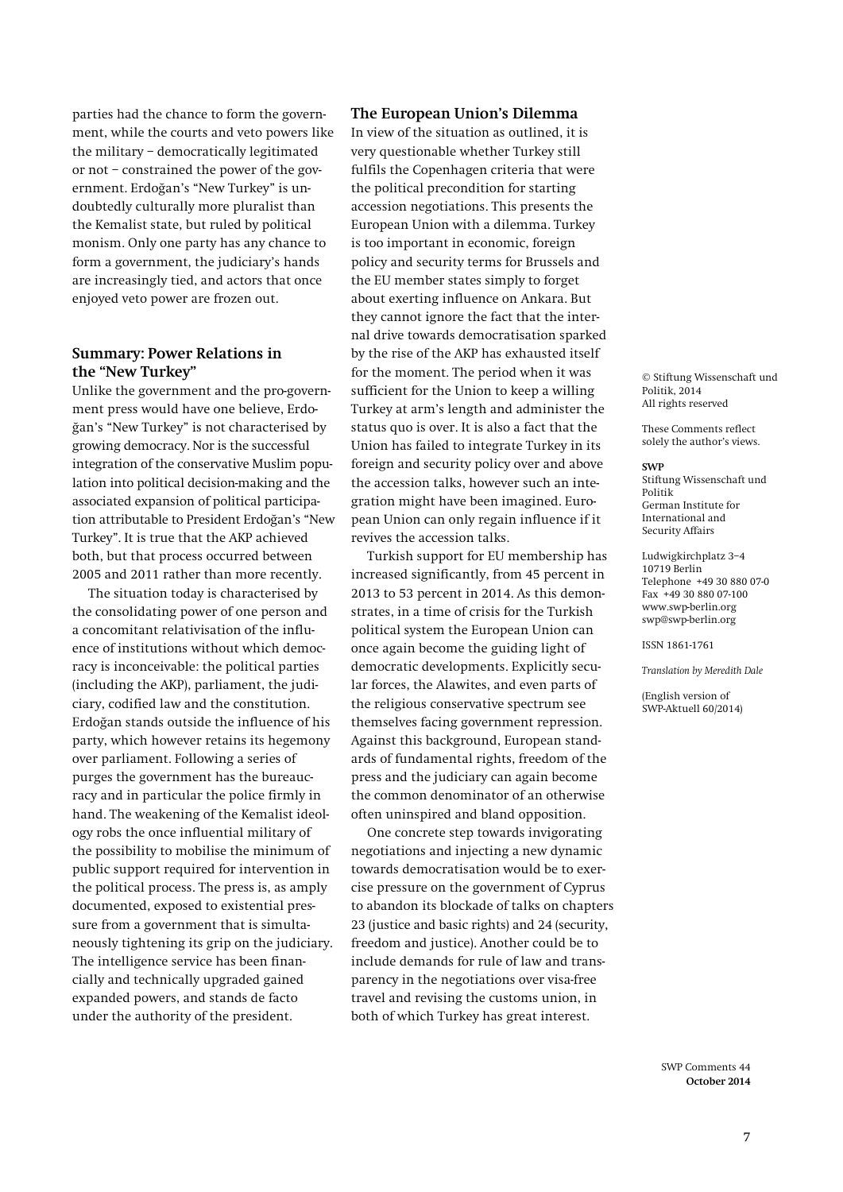parties had the chance to form the government, while the courts and veto powers like the military – democratically legitimated or not – constrained the power of the government. Erdoğan's "New Turkey" is undoubtedly culturally more pluralist than the Kemalist state, but ruled by political monism. Only one party has any chance to form a government, the judiciary's hands are increasingly tied, and actors that once enjoyed veto power are frozen out.

## Summary: Power Relations in the "New Turkey"

Unlike the government and the pro-government press would have one believe, Erdoğan's "New Turkey" is not characterised by growing democracy. Nor is the successful integration of the conservative Muslim population into political decision-making and the associated expansion of political participation attributable to President Erdoğan's "New Turkey". It is true that the AKP achieved both, but that process occurred between 2005 and 2011 rather than more recently.

The situation today is characterised by the consolidating power of one person and a concomitant relativisation of the influence of institutions without which democracy is inconceivable: the political parties (including the AKP), parliament, the judiciary, codified law and the constitution. Erdoğan stands outside the influence of his party, which however retains its hegemony over parliament. Following a series of purges the government has the bureaucracy and in particular the police firmly in hand. The weakening of the Kemalist ideology robs the once influential military of the possibility to mobilise the minimum of public support required for intervention in the political process. The press is, as amply documented, exposed to existential pressure from a government that is simultaneously tightening its grip on the judiciary. The intelligence service has been financially and technically upgraded gained expanded powers, and stands de facto under the authority of the president.

## The European Union's Dilemma

In view of the situation as outlined, it is very questionable whether Turkey still fulfils the Copenhagen criteria that were the political precondition for starting accession negotiations. This presents the European Union with a dilemma. Turkey is too important in economic, foreign policy and security terms for Brussels and the EU member states simply to forget about exerting influence on Ankara. But they cannot ignore the fact that the internal drive towards democratisation sparked by the rise of the AKP has exhausted itself for the moment. The period when it was sufficient for the Union to keep a willing Turkey at arm's length and administer the status quo is over. It is also a fact that the Union has failed to integrate Turkey in its foreign and security policy over and above the accession talks, however such an integration might have been imagined. European Union can only regain influence if it revives the accession talks.

Turkish support for EU membership has increased significantly, from 45 percent in 2013 to 53 percent in 2014. As this demonstrates, in a time of crisis for the Turkish political system the European Union can once again become the guiding light of democratic developments. Explicitly secular forces, the Alawites, and even parts of the religious conservative spectrum see themselves facing government repression. Against this background, European standards of fundamental rights, freedom of the press and the judiciary can again become the common denominator of an otherwise often uninspired and bland opposition.

One concrete step towards invigorating negotiations and injecting a new dynamic towards democratisation would be to exercise pressure on the government of Cyprus to abandon its blockade of talks on chapters 23 (justice and basic rights) and 24 (security, freedom and justice). Another could be to include demands for rule of law and transparency in the negotiations over visa-free travel and revising the customs union, in both of which Turkey has great interest.

© Stiftung Wissenschaft und Politik, 2014
All rights reserved

These Comments reflect solely the author's views.

**SWP**
Stiftung Wissenschaft und Politik
German Institute for International and Security Affairs

Ludwigkirchplatz 3–4
10719 Berlin
Telephone +49 30 880 07-0
Fax +49 30 880 07-100
www.swp-berlin.org
swp@swp-berlin.org

ISSN 1861-1761

*Translation by Meredith Dale*

(English version of SWP-Aktuell 60/2014)